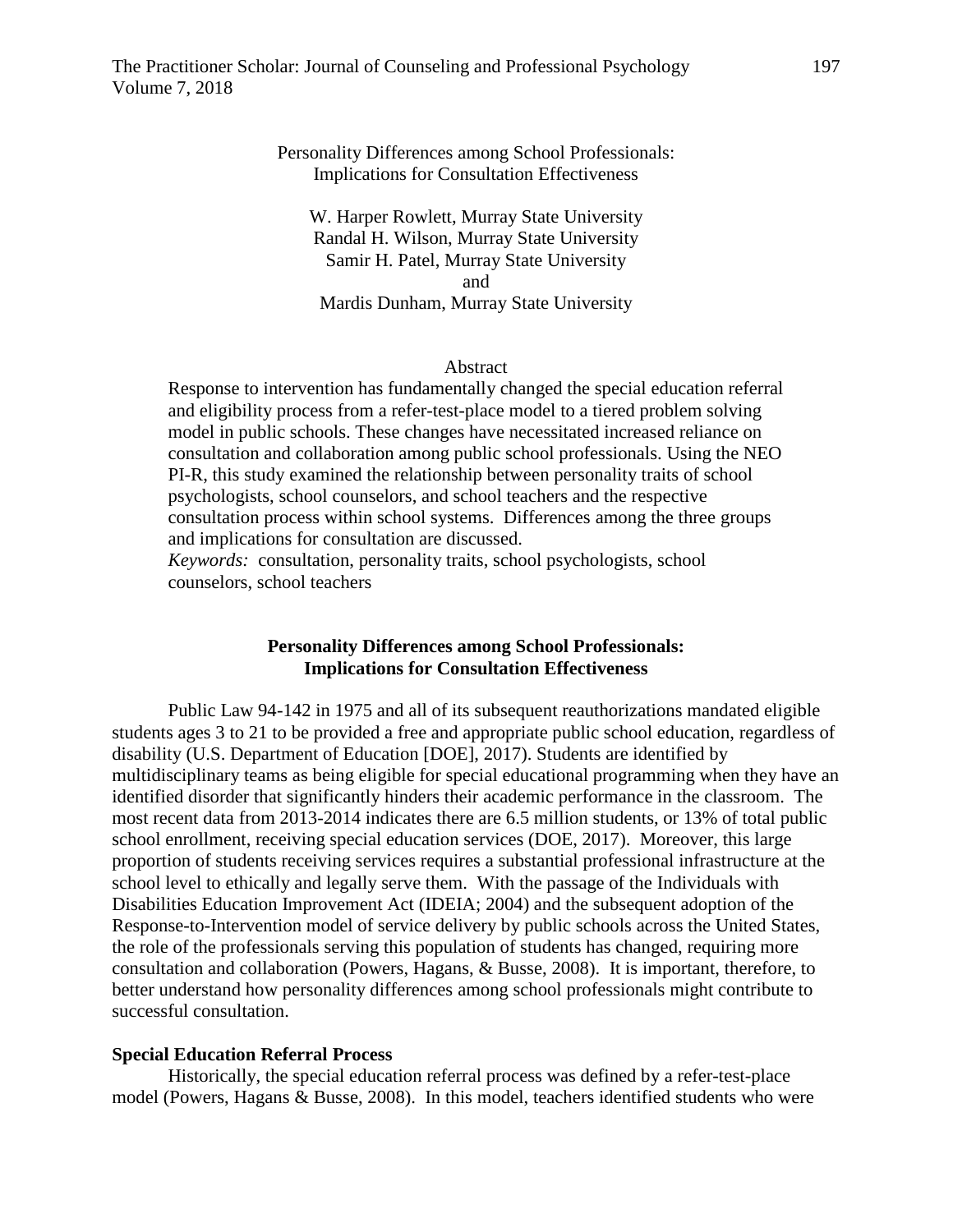# Personality Differences among School Professionals: Implications for Consultation Effectiveness

W. Harper Rowlett, Murray State University
Randal H. Wilson, Murray State University
Samir H. Patel, Murray State University
and
Mardis Dunham, Murray State University

## Abstract

Response to intervention has fundamentally changed the special education referral and eligibility process from a refer-test-place model to a tiered problem solving model in public schools. These changes have necessitated increased reliance on consultation and collaboration among public school professionals. Using the NEO PI-R, this study examined the relationship between personality traits of school psychologists, school counselors, and school teachers and the respective consultation process within school systems. Differences among the three groups and implications for consultation are discussed.

*Keywords:* consultation, personality traits, school psychologists, school counselors, school teachers

## Personality Differences among School Professionals: Implications for Consultation Effectiveness

Public Law 94-142 in 1975 and all of its subsequent reauthorizations mandated eligible students ages 3 to 21 to be provided a free and appropriate public school education, regardless of disability (U.S. Department of Education [DOE], 2017). Students are identified by multidisciplinary teams as being eligible for special educational programming when they have an identified disorder that significantly hinders their academic performance in the classroom. The most recent data from 2013-2014 indicates there are 6.5 million students, or 13% of total public school enrollment, receiving special education services (DOE, 2017). Moreover, this large proportion of students receiving services requires a substantial professional infrastructure at the school level to ethically and legally serve them. With the passage of the Individuals with Disabilities Education Improvement Act (IDEIA; 2004) and the subsequent adoption of the Response-to-Intervention model of service delivery by public schools across the United States, the role of the professionals serving this population of students has changed, requiring more consultation and collaboration (Powers, Hagans, & Busse, 2008). It is important, therefore, to better understand how personality differences among school professionals might contribute to successful consultation.

### Special Education Referral Process

Historically, the special education referral process was defined by a refer-test-place model (Powers, Hagans & Busse, 2008). In this model, teachers identified students who were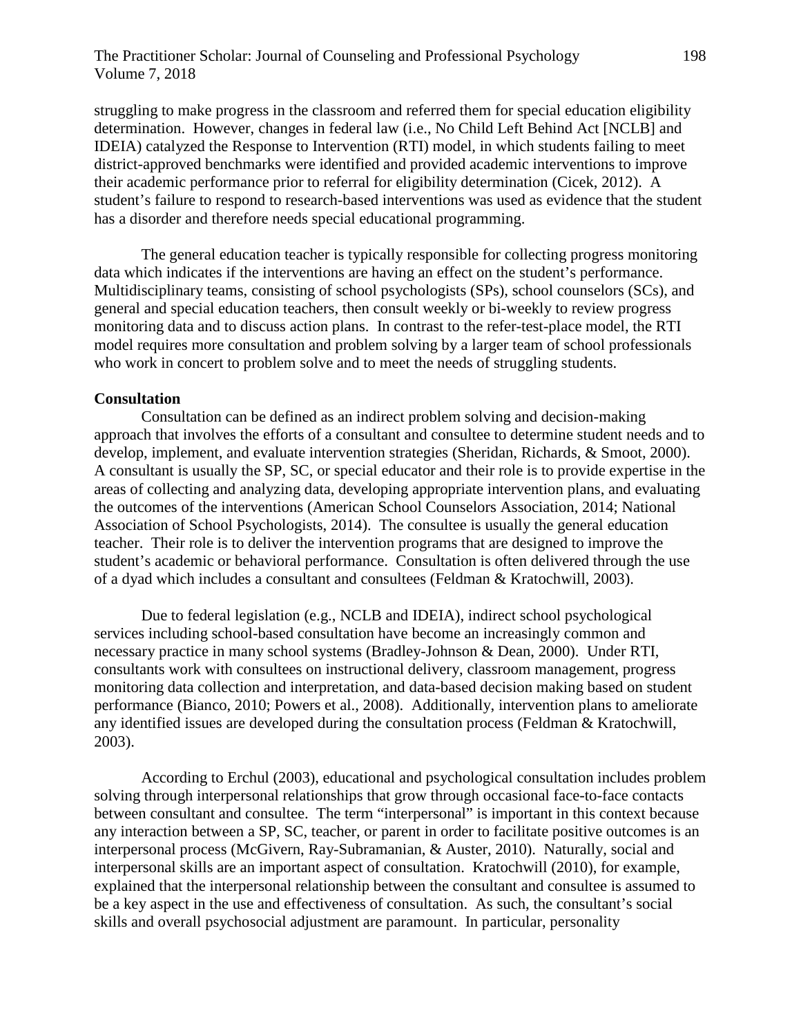struggling to make progress in the classroom and referred them for special education eligibility determination. However, changes in federal law (i.e., No Child Left Behind Act [NCLB] and IDEIA) catalyzed the Response to Intervention (RTI) model, in which students failing to meet district-approved benchmarks were identified and provided academic interventions to improve their academic performance prior to referral for eligibility determination (Cicek, 2012). A student's failure to respond to research-based interventions was used as evidence that the student has a disorder and therefore needs special educational programming.

The general education teacher is typically responsible for collecting progress monitoring data which indicates if the interventions are having an effect on the student's performance. Multidisciplinary teams, consisting of school psychologists (SPs), school counselors (SCs), and general and special education teachers, then consult weekly or bi-weekly to review progress monitoring data and to discuss action plans. In contrast to the refer-test-place model, the RTI model requires more consultation and problem solving by a larger team of school professionals who work in concert to problem solve and to meet the needs of struggling students.

**Consultation**

Consultation can be defined as an indirect problem solving and decision-making approach that involves the efforts of a consultant and consultee to determine student needs and to develop, implement, and evaluate intervention strategies (Sheridan, Richards, & Smoot, 2000). A consultant is usually the SP, SC, or special educator and their role is to provide expertise in the areas of collecting and analyzing data, developing appropriate intervention plans, and evaluating the outcomes of the interventions (American School Counselors Association, 2014; National Association of School Psychologists, 2014). The consultee is usually the general education teacher. Their role is to deliver the intervention programs that are designed to improve the student's academic or behavioral performance. Consultation is often delivered through the use of a dyad which includes a consultant and consultees (Feldman & Kratochwill, 2003).

Due to federal legislation (e.g., NCLB and IDEIA), indirect school psychological services including school-based consultation have become an increasingly common and necessary practice in many school systems (Bradley-Johnson & Dean, 2000). Under RTI, consultants work with consultees on instructional delivery, classroom management, progress monitoring data collection and interpretation, and data-based decision making based on student performance (Bianco, 2010; Powers et al., 2008). Additionally, intervention plans to ameliorate any identified issues are developed during the consultation process (Feldman & Kratochwill, 2003).

According to Erchul (2003), educational and psychological consultation includes problem solving through interpersonal relationships that grow through occasional face-to-face contacts between consultant and consultee. The term "interpersonal" is important in this context because any interaction between a SP, SC, teacher, or parent in order to facilitate positive outcomes is an interpersonal process (McGivern, Ray-Subramanian, & Auster, 2010). Naturally, social and interpersonal skills are an important aspect of consultation. Kratochwill (2010), for example, explained that the interpersonal relationship between the consultant and consultee is assumed to be a key aspect in the use and effectiveness of consultation. As such, the consultant's social skills and overall psychosocial adjustment are paramount. In particular, personality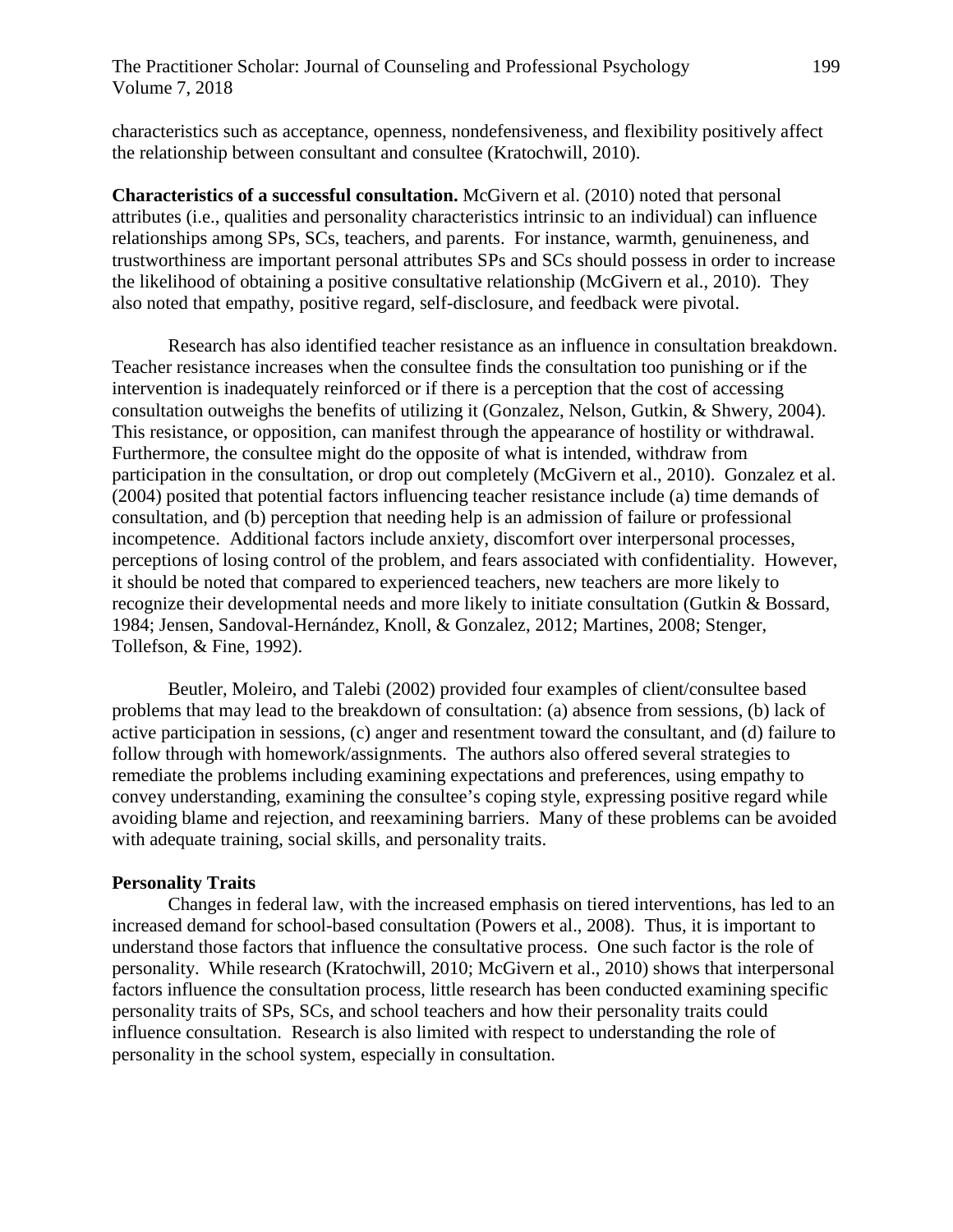characteristics such as acceptance, openness, nondefensiveness, and flexibility positively affect the relationship between consultant and consultee (Kratochwill, 2010).

**Characteristics of a successful consultation.** McGivern et al. (2010) noted that personal attributes (i.e., qualities and personality characteristics intrinsic to an individual) can influence relationships among SPs, SCs, teachers, and parents. For instance, warmth, genuineness, and trustworthiness are important personal attributes SPs and SCs should possess in order to increase the likelihood of obtaining a positive consultative relationship (McGivern et al., 2010). They also noted that empathy, positive regard, self-disclosure, and feedback were pivotal.

Research has also identified teacher resistance as an influence in consultation breakdown. Teacher resistance increases when the consultee finds the consultation too punishing or if the intervention is inadequately reinforced or if there is a perception that the cost of accessing consultation outweighs the benefits of utilizing it (Gonzalez, Nelson, Gutkin, & Shwery, 2004). This resistance, or opposition, can manifest through the appearance of hostility or withdrawal. Furthermore, the consultee might do the opposite of what is intended, withdraw from participation in the consultation, or drop out completely (McGivern et al., 2010). Gonzalez et al. (2004) posited that potential factors influencing teacher resistance include (a) time demands of consultation, and (b) perception that needing help is an admission of failure or professional incompetence. Additional factors include anxiety, discomfort over interpersonal processes, perceptions of losing control of the problem, and fears associated with confidentiality. However, it should be noted that compared to experienced teachers, new teachers are more likely to recognize their developmental needs and more likely to initiate consultation (Gutkin & Bossard, 1984; Jensen, Sandoval-Hernández, Knoll, & Gonzalez, 2012; Martines, 2008; Stenger, Tollefson, & Fine, 1992).

Beutler, Moleiro, and Talebi (2002) provided four examples of client/consultee based problems that may lead to the breakdown of consultation: (a) absence from sessions, (b) lack of active participation in sessions, (c) anger and resentment toward the consultant, and (d) failure to follow through with homework/assignments. The authors also offered several strategies to remediate the problems including examining expectations and preferences, using empathy to convey understanding, examining the consultee's coping style, expressing positive regard while avoiding blame and rejection, and reexamining barriers. Many of these problems can be avoided with adequate training, social skills, and personality traits.

## Personality Traits

Changes in federal law, with the increased emphasis on tiered interventions, has led to an increased demand for school-based consultation (Powers et al., 2008). Thus, it is important to understand those factors that influence the consultative process. One such factor is the role of personality. While research (Kratochwill, 2010; McGivern et al., 2010) shows that interpersonal factors influence the consultation process, little research has been conducted examining specific personality traits of SPs, SCs, and school teachers and how their personality traits could influence consultation. Research is also limited with respect to understanding the role of personality in the school system, especially in consultation.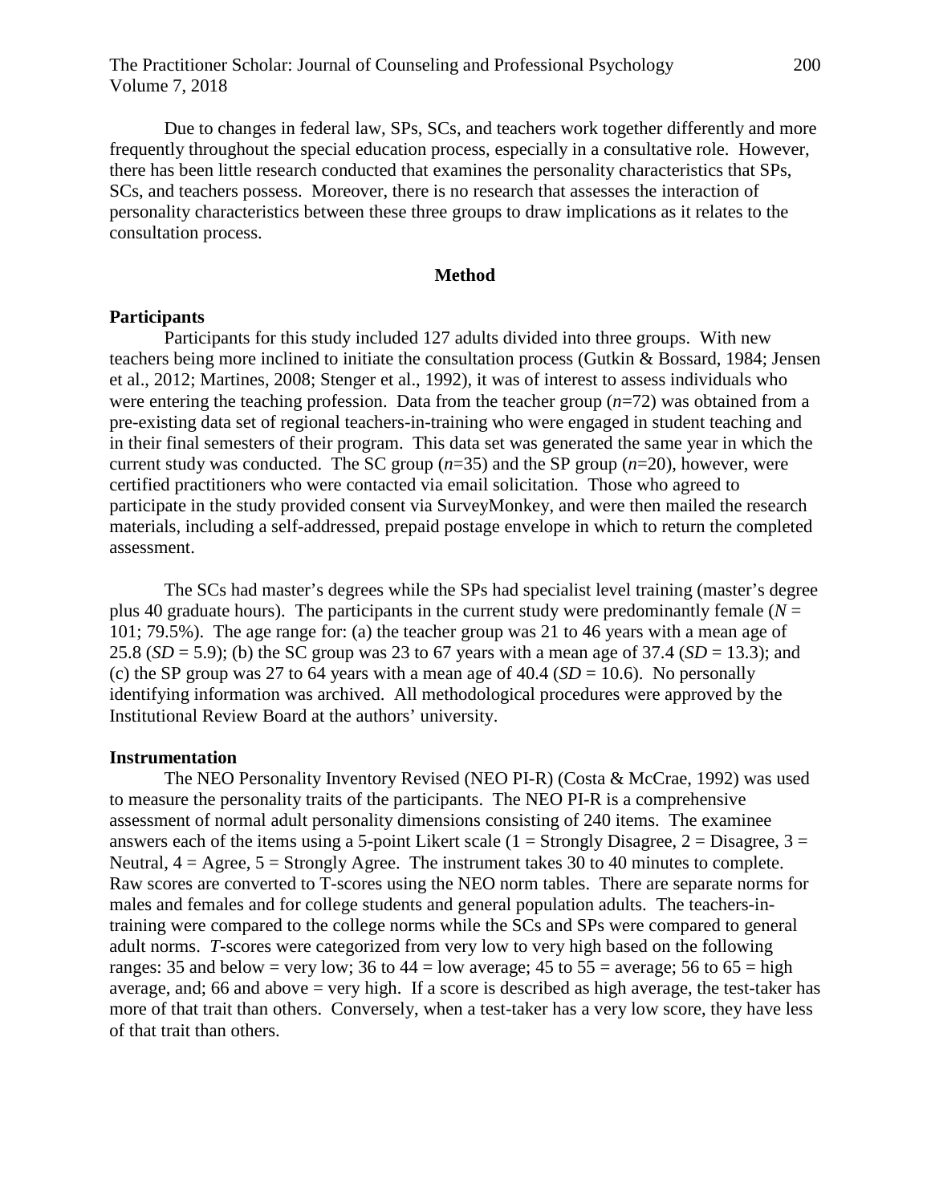Due to changes in federal law, SPs, SCs, and teachers work together differently and more frequently throughout the special education process, especially in a consultative role. However, there has been little research conducted that examines the personality characteristics that SPs, SCs, and teachers possess. Moreover, there is no research that assesses the interaction of personality characteristics between these three groups to draw implications as it relates to the consultation process.

## Method

### Participants

Participants for this study included 127 adults divided into three groups. With new teachers being more inclined to initiate the consultation process (Gutkin & Bossard, 1984; Jensen et al., 2012; Martines, 2008; Stenger et al., 1992), it was of interest to assess individuals who were entering the teaching profession. Data from the teacher group ($n$=72) was obtained from a pre-existing data set of regional teachers-in-training who were engaged in student teaching and in their final semesters of their program. This data set was generated the same year in which the current study was conducted. The SC group ($n$=35) and the SP group ($n$=20), however, were certified practitioners who were contacted via email solicitation. Those who agreed to participate in the study provided consent via SurveyMonkey, and were then mailed the research materials, including a self-addressed, prepaid postage envelope in which to return the completed assessment.

The SCs had master's degrees while the SPs had specialist level training (master's degree plus 40 graduate hours). The participants in the current study were predominantly female ($N$ = 101; 79.5%). The age range for: (a) the teacher group was 21 to 46 years with a mean age of 25.8 ($SD$ = 5.9); (b) the SC group was 23 to 67 years with a mean age of 37.4 ($SD$ = 13.3); and (c) the SP group was 27 to 64 years with a mean age of 40.4 ($SD$ = 10.6). No personally identifying information was archived. All methodological procedures were approved by the Institutional Review Board at the authors' university.

### Instrumentation

The NEO Personality Inventory Revised (NEO PI-R) (Costa & McCrae, 1992) was used to measure the personality traits of the participants. The NEO PI-R is a comprehensive assessment of normal adult personality dimensions consisting of 240 items. The examinee answers each of the items using a 5-point Likert scale (1 = Strongly Disagree, 2 = Disagree, 3 = Neutral, 4 = Agree, 5 = Strongly Agree. The instrument takes 30 to 40 minutes to complete. Raw scores are converted to T-scores using the NEO norm tables. There are separate norms for males and females and for college students and general population adults. The teachers-in-training were compared to the college norms while the SCs and SPs were compared to general adult norms. *T*-scores were categorized from very low to very high based on the following ranges: 35 and below = very low; 36 to 44 = low average; 45 to 55 = average; 56 to 65 = high average, and; 66 and above = very high. If a score is described as high average, the test-taker has more of that trait than others. Conversely, when a test-taker has a very low score, they have less of that trait than others.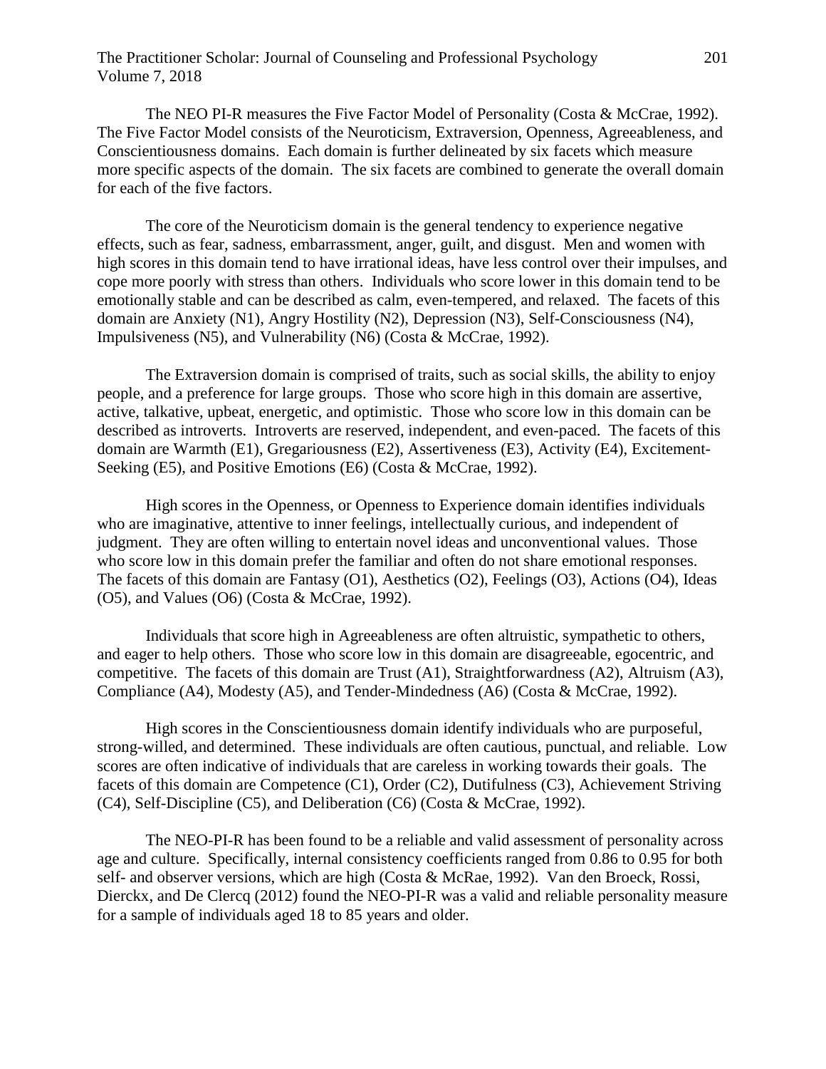The NEO PI-R measures the Five Factor Model of Personality (Costa & McCrae, 1992). The Five Factor Model consists of the Neuroticism, Extraversion, Openness, Agreeableness, and Conscientiousness domains. Each domain is further delineated by six facets which measure more specific aspects of the domain. The six facets are combined to generate the overall domain for each of the five factors.

The core of the Neuroticism domain is the general tendency to experience negative effects, such as fear, sadness, embarrassment, anger, guilt, and disgust. Men and women with high scores in this domain tend to have irrational ideas, have less control over their impulses, and cope more poorly with stress than others. Individuals who score lower in this domain tend to be emotionally stable and can be described as calm, even-tempered, and relaxed. The facets of this domain are Anxiety (N1), Angry Hostility (N2), Depression (N3), Self-Consciousness (N4), Impulsiveness (N5), and Vulnerability (N6) (Costa & McCrae, 1992).

The Extraversion domain is comprised of traits, such as social skills, the ability to enjoy people, and a preference for large groups. Those who score high in this domain are assertive, active, talkative, upbeat, energetic, and optimistic. Those who score low in this domain can be described as introverts. Introverts are reserved, independent, and even-paced. The facets of this domain are Warmth (E1), Gregariousness (E2), Assertiveness (E3), Activity (E4), Excitement-Seeking (E5), and Positive Emotions (E6) (Costa & McCrae, 1992).

High scores in the Openness, or Openness to Experience domain identifies individuals who are imaginative, attentive to inner feelings, intellectually curious, and independent of judgment. They are often willing to entertain novel ideas and unconventional values. Those who score low in this domain prefer the familiar and often do not share emotional responses. The facets of this domain are Fantasy (O1), Aesthetics (O2), Feelings (O3), Actions (O4), Ideas (O5), and Values (O6) (Costa & McCrae, 1992).

Individuals that score high in Agreeableness are often altruistic, sympathetic to others, and eager to help others. Those who score low in this domain are disagreeable, egocentric, and competitive. The facets of this domain are Trust (A1), Straightforwardness (A2), Altruism (A3), Compliance (A4), Modesty (A5), and Tender-Mindedness (A6) (Costa & McCrae, 1992).

High scores in the Conscientiousness domain identify individuals who are purposeful, strong-willed, and determined. These individuals are often cautious, punctual, and reliable. Low scores are often indicative of individuals that are careless in working towards their goals. The facets of this domain are Competence (C1), Order (C2), Dutifulness (C3), Achievement Striving (C4), Self-Discipline (C5), and Deliberation (C6) (Costa & McCrae, 1992).

The NEO-PI-R has been found to be a reliable and valid assessment of personality across age and culture. Specifically, internal consistency coefficients ranged from 0.86 to 0.95 for both self- and observer versions, which are high (Costa & McRae, 1992). Van den Broeck, Rossi, Dierckx, and De Clercq (2012) found the NEO-PI-R was a valid and reliable personality measure for a sample of individuals aged 18 to 85 years and older.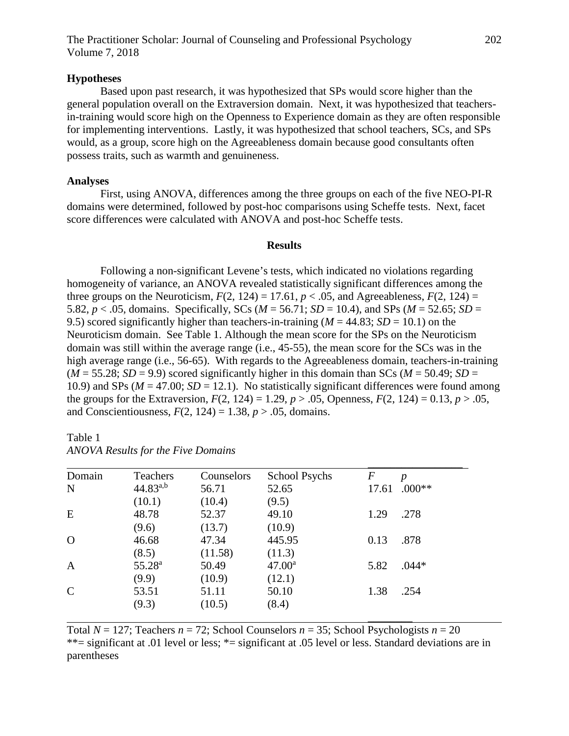### Hypotheses

Based upon past research, it was hypothesized that SPs would score higher than the general population overall on the Extraversion domain. Next, it was hypothesized that teachers-in-training would score high on the Openness to Experience domain as they are often responsible for implementing interventions. Lastly, it was hypothesized that school teachers, SCs, and SPs would, as a group, score high on the Agreeableness domain because good consultants often possess traits, such as warmth and genuineness.

### Analyses

First, using ANOVA, differences among the three groups on each of the five NEO-PI-R domains were determined, followed by post-hoc comparisons using Scheffe tests. Next, facet score differences were calculated with ANOVA and post-hoc Scheffe tests.

## Results

Following a non-significant Levene's tests, which indicated no violations regarding homogeneity of variance, an ANOVA revealed statistically significant differences among the three groups on the Neuroticism, $F(2, 124) = 17.61$, $p < .05$, and Agreeableness, $F(2, 124) = 5.82$, $p < .05$, domains. Specifically, SCs ($M = 56.71$; $SD = 10.4$), and SPs ($M = 52.65$; $SD = 9.5$) scored significantly higher than teachers-in-training ($M = 44.83$; $SD = 10.1$) on the Neuroticism domain. See Table 1. Although the mean score for the SPs on the Neuroticism domain was still within the average range (i.e., 45-55), the mean score for the SCs was in the high average range (i.e., 56-65). With regards to the Agreeableness domain, teachers-in-training ($M = 55.28$; $SD = 9.9$) scored significantly higher in this domain than SCs ($M = 50.49$; $SD = 10.9$) and SPs ($M = 47.00$; $SD = 12.1$). No statistically significant differences were found among the groups for the Extraversion, $F(2, 124) = 1.29$, $p > .05$, Openness, $F(2, 124) = 0.13$, $p > .05$, and Conscientiousness, $F(2, 124) = 1.38$, $p > .05$, domains.

Table 1
*ANOVA Results for the Five Domains*

| Domain | Teachers | Counselors | School Psychs | $F$ | $p$ |
|---|---|---|---|---|---|
| N | 44.83[a,b] | 56.71 | 52.65 | 17.61 | .000** |
| | (10.1) | (10.4) | (9.5) | | |
| E | 48.78 | 52.37 | 49.10 | 1.29 | .278 |
| | (9.6) | (13.7) | (10.9) | | |
| O | 46.68 | 47.34 | 445.95 | 0.13 | .878 |
| | (8.5) | (11.58) | (11.3) | | |
| A | 55.28[a] | 50.49 | 47.00[a] | 5.82 | .044* |
| | (9.9) | (10.9) | (12.1) | | |
| C | 53.51 | 51.11 | 50.10 | 1.38 | .254 |
| | (9.3) | (10.5) | (8.4) | | |

Total $N = 127$; Teachers $n = 72$; School Counselors $n = 35$; School Psychologists $n = 20$
**= significant at .01 level or less; *= significant at .05 level or less. Standard deviations are in parentheses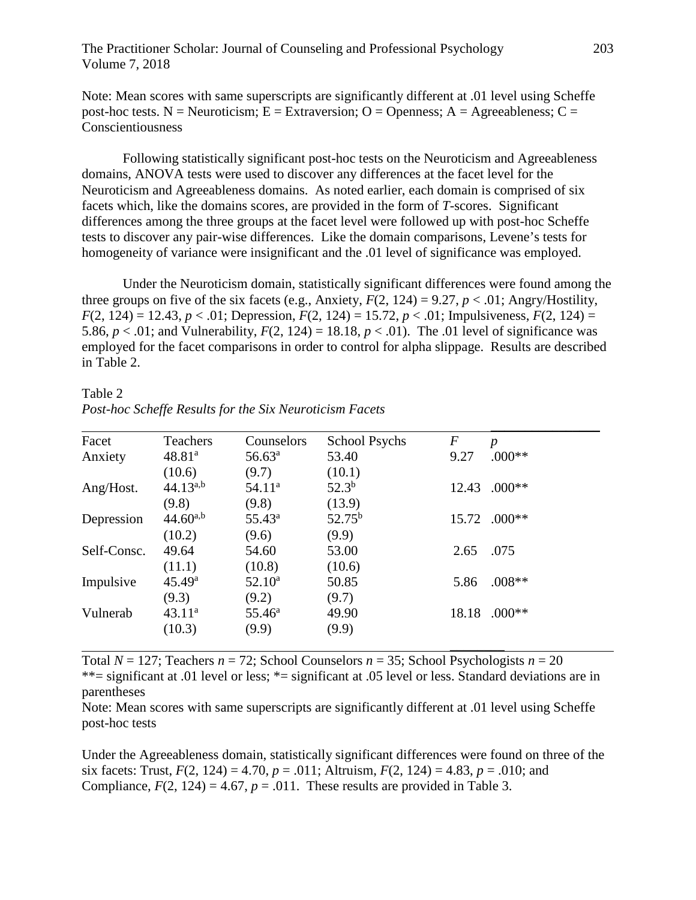Note: Mean scores with same superscripts are significantly different at .01 level using Scheffe post-hoc tests. N = Neuroticism; E = Extraversion; O = Openness; A = Agreeableness; C = Conscientiousness

Following statistically significant post-hoc tests on the Neuroticism and Agreeableness domains, ANOVA tests were used to discover any differences at the facet level for the Neuroticism and Agreeableness domains. As noted earlier, each domain is comprised of six facets which, like the domains scores, are provided in the form of *T*-scores. Significant differences among the three groups at the facet level were followed up with post-hoc Scheffe tests to discover any pair-wise differences. Like the domain comparisons, Levene's tests for homogeneity of variance were insignificant and the .01 level of significance was employed.

Under the Neuroticism domain, statistically significant differences were found among the three groups on five of the six facets (e.g., Anxiety, $F(2, 124) = 9.27$, $p < .01$; Angry/Hostility, $F(2, 124) = 12.43$, $p < .01$; Depression, $F(2, 124) = 15.72$, $p < .01$; Impulsiveness, $F(2, 124) = 5.86$, $p < .01$; and Vulnerability, $F(2, 124) = 18.18$, $p < .01$). The .01 level of significance was employed for the facet comparisons in order to control for alpha slippage. Results are described in Table 2.

Table 2
*Post-hoc Scheffe Results for the Six Neuroticism Facets*

| Facet | Teachers | Counselors | School Psychs | *F* | *p* |
|---|---|---|---|---|---|
| Anxiety | 48.81[a] | 56.63[a] | 53.40 | 9.27 | .000** |
| | (10.6) | (9.7) | (10.1) | | |
| Ang/Host. | 44.13[a,b] | 54.11[a] | 52.3[b] | 12.43 | .000** |
| | (9.8) | (9.8) | (13.9) | | |
| Depression | 44.60[a,b] | 55.43[a] | 52.75[b] | 15.72 | .000** |
| | (10.2) | (9.6) | (9.9) | | |
| Self-Consc. | 49.64 | 54.60 | 53.00 | 2.65 | .075 |
| | (11.1) | (10.8) | (10.6) | | |
| Impulsive | 45.49[a] | 52.10[a] | 50.85 | 5.86 | .008** |
| | (9.3) | (9.2) | (9.7) | | |
| Vulnerab | 43.11[a] | 55.46[a] | 49.90 | 18.18 | .000** |
| | (10.3) | (9.9) | (9.9) | | |

Total $N = 127$; Teachers $n = 72$; School Counselors $n = 35$; School Psychologists $n = 20$
**= significant at .01 level or less; *= significant at .05 level or less. Standard deviations are in parentheses
Note: Mean scores with same superscripts are significantly different at .01 level using Scheffe post-hoc tests

Under the Agreeableness domain, statistically significant differences were found on three of the six facets: Trust, $F(2, 124) = 4.70$, $p = .011$; Altruism, $F(2, 124) = 4.83$, $p = .010$; and Compliance, $F(2, 124) = 4.67$, $p = .011$. These results are provided in Table 3.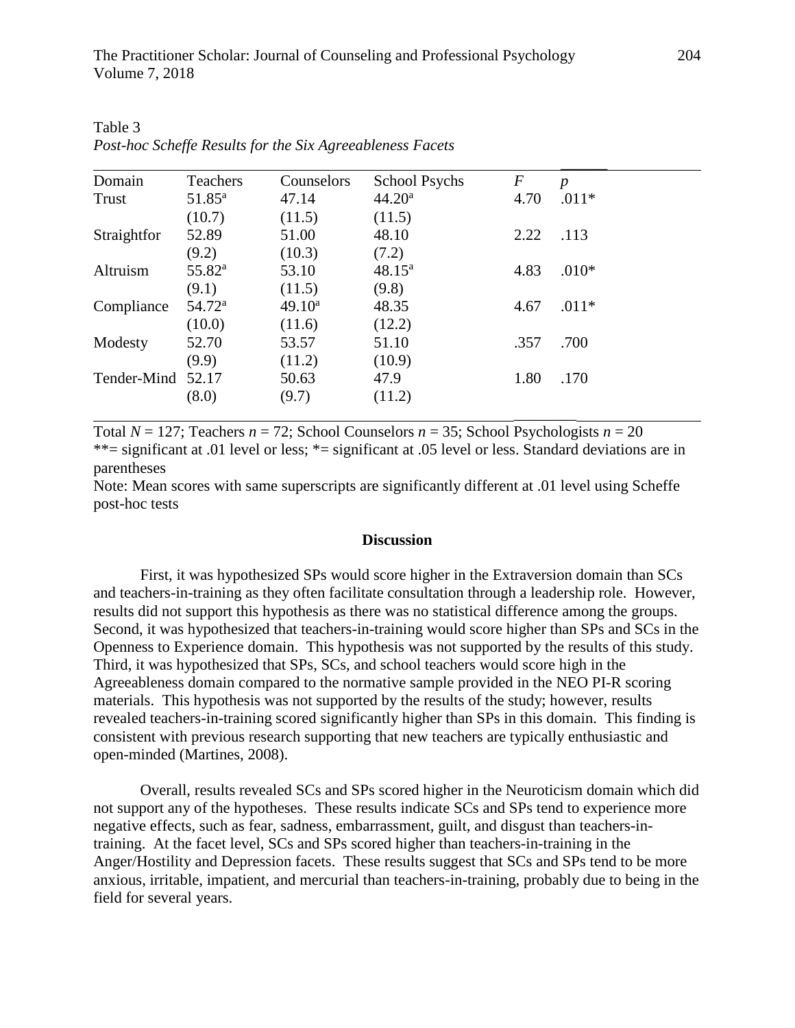Table 3

*Post-hoc Scheffe Results for the Six Agreeableness Facets*

| Domain | Teachers | Counselors | School Psychs | *F* | *p* |
|---|---|---|---|---|---|
| Trust | 51.85[a] | 47.14 | 44.20[a] | 4.70 | .011* |
| | (10.7) | (11.5) | (11.5) | | |
| Straightfor | 52.89 | 51.00 | 48.10 | 2.22 | .113 |
| | (9.2) | (10.3) | (7.2) | | |
| Altruism | 55.82[a] | 53.10 | 48.15[a] | 4.83 | .010* |
| | (9.1) | (11.5) | (9.8) | | |
| Compliance | 54.72[a] | 49.10[a] | 48.35 | 4.67 | .011* |
| | (10.0) | (11.6) | (12.2) | | |
| Modesty | 52.70 | 53.57 | 51.10 | .357 | .700 |
| | (9.9) | (11.2) | (10.9) | | |
| Tender-Mind | 52.17 | 50.63 | 47.9 | 1.80 | .170 |
| | (8.0) | (9.7) | (11.2) | | |

Total *N* = 127; Teachers *n* = 72; School Counselors *n* = 35; School Psychologists *n* = 20
**= significant at .01 level or less; *= significant at .05 level or less. Standard deviations are in parentheses

Note: Mean scores with same superscripts are significantly different at .01 level using Scheffe post-hoc tests

## Discussion

First, it was hypothesized SPs would score higher in the Extraversion domain than SCs and teachers-in-training as they often facilitate consultation through a leadership role. However, results did not support this hypothesis as there was no statistical difference among the groups. Second, it was hypothesized that teachers-in-training would score higher than SPs and SCs in the Openness to Experience domain. This hypothesis was not supported by the results of this study. Third, it was hypothesized that SPs, SCs, and school teachers would score high in the Agreeableness domain compared to the normative sample provided in the NEO PI-R scoring materials. This hypothesis was not supported by the results of the study; however, results revealed teachers-in-training scored significantly higher than SPs in this domain. This finding is consistent with previous research supporting that new teachers are typically enthusiastic and open-minded (Martines, 2008).

Overall, results revealed SCs and SPs scored higher in the Neuroticism domain which did not support any of the hypotheses. These results indicate SCs and SPs tend to experience more negative effects, such as fear, sadness, embarrassment, guilt, and disgust than teachers-in-training. At the facet level, SCs and SPs scored higher than teachers-in-training in the Anger/Hostility and Depression facets. These results suggest that SCs and SPs tend to be more anxious, irritable, impatient, and mercurial than teachers-in-training, probably due to being in the field for several years.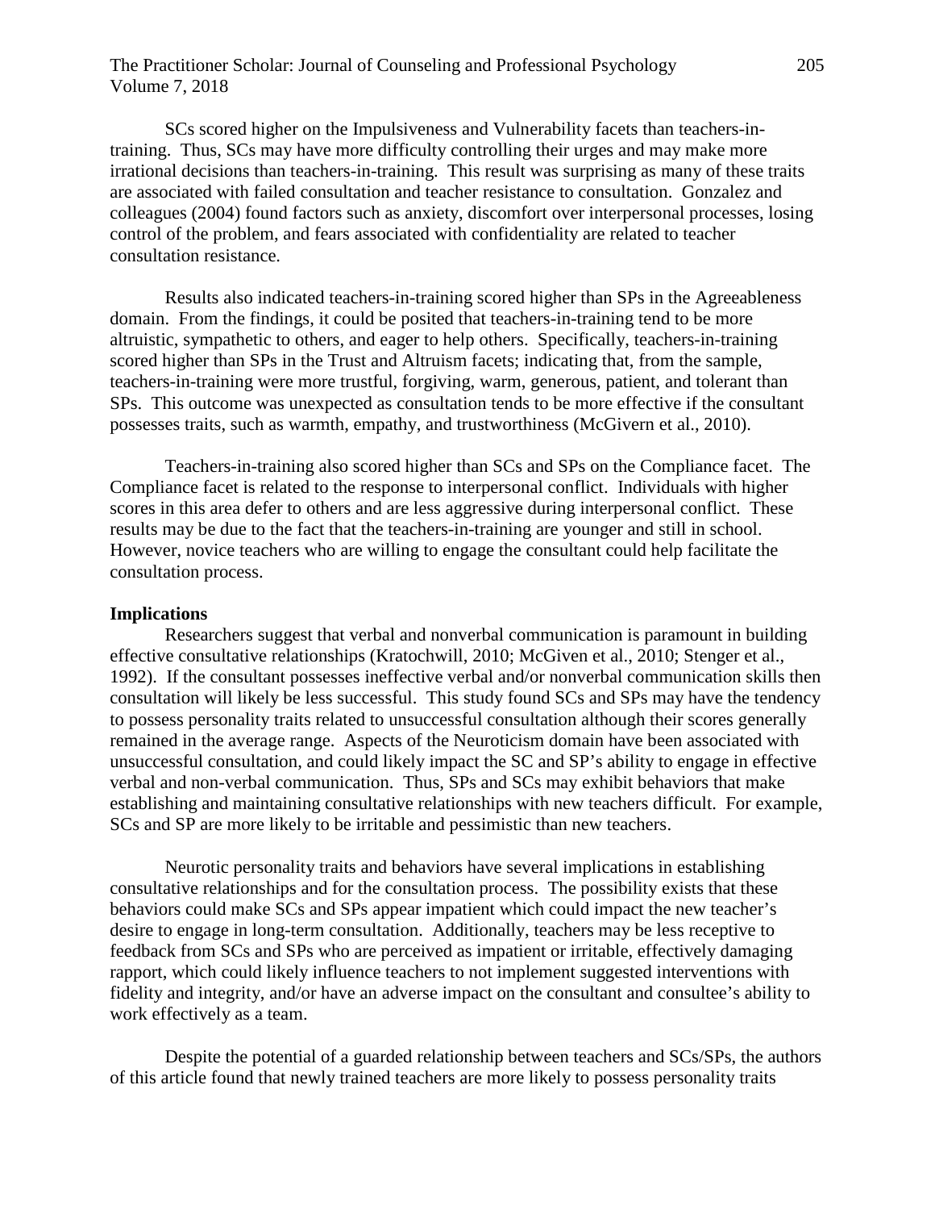SCs scored higher on the Impulsiveness and Vulnerability facets than teachers-in-training. Thus, SCs may have more difficulty controlling their urges and may make more irrational decisions than teachers-in-training. This result was surprising as many of these traits are associated with failed consultation and teacher resistance to consultation. Gonzalez and colleagues (2004) found factors such as anxiety, discomfort over interpersonal processes, losing control of the problem, and fears associated with confidentiality are related to teacher consultation resistance.

Results also indicated teachers-in-training scored higher than SPs in the Agreeableness domain. From the findings, it could be posited that teachers-in-training tend to be more altruistic, sympathetic to others, and eager to help others. Specifically, teachers-in-training scored higher than SPs in the Trust and Altruism facets; indicating that, from the sample, teachers-in-training were more trustful, forgiving, warm, generous, patient, and tolerant than SPs. This outcome was unexpected as consultation tends to be more effective if the consultant possesses traits, such as warmth, empathy, and trustworthiness (McGivern et al., 2010).

Teachers-in-training also scored higher than SCs and SPs on the Compliance facet. The Compliance facet is related to the response to interpersonal conflict. Individuals with higher scores in this area defer to others and are less aggressive during interpersonal conflict. These results may be due to the fact that the teachers-in-training are younger and still in school. However, novice teachers who are willing to engage the consultant could help facilitate the consultation process.

**Implications**

Researchers suggest that verbal and nonverbal communication is paramount in building effective consultative relationships (Kratochwill, 2010; McGiven et al., 2010; Stenger et al., 1992). If the consultant possesses ineffective verbal and/or nonverbal communication skills then consultation will likely be less successful. This study found SCs and SPs may have the tendency to possess personality traits related to unsuccessful consultation although their scores generally remained in the average range. Aspects of the Neuroticism domain have been associated with unsuccessful consultation, and could likely impact the SC and SP's ability to engage in effective verbal and non-verbal communication. Thus, SPs and SCs may exhibit behaviors that make establishing and maintaining consultative relationships with new teachers difficult. For example, SCs and SP are more likely to be irritable and pessimistic than new teachers.

Neurotic personality traits and behaviors have several implications in establishing consultative relationships and for the consultation process. The possibility exists that these behaviors could make SCs and SPs appear impatient which could impact the new teacher's desire to engage in long-term consultation. Additionally, teachers may be less receptive to feedback from SCs and SPs who are perceived as impatient or irritable, effectively damaging rapport, which could likely influence teachers to not implement suggested interventions with fidelity and integrity, and/or have an adverse impact on the consultant and consultee's ability to work effectively as a team.

Despite the potential of a guarded relationship between teachers and SCs/SPs, the authors of this article found that newly trained teachers are more likely to possess personality traits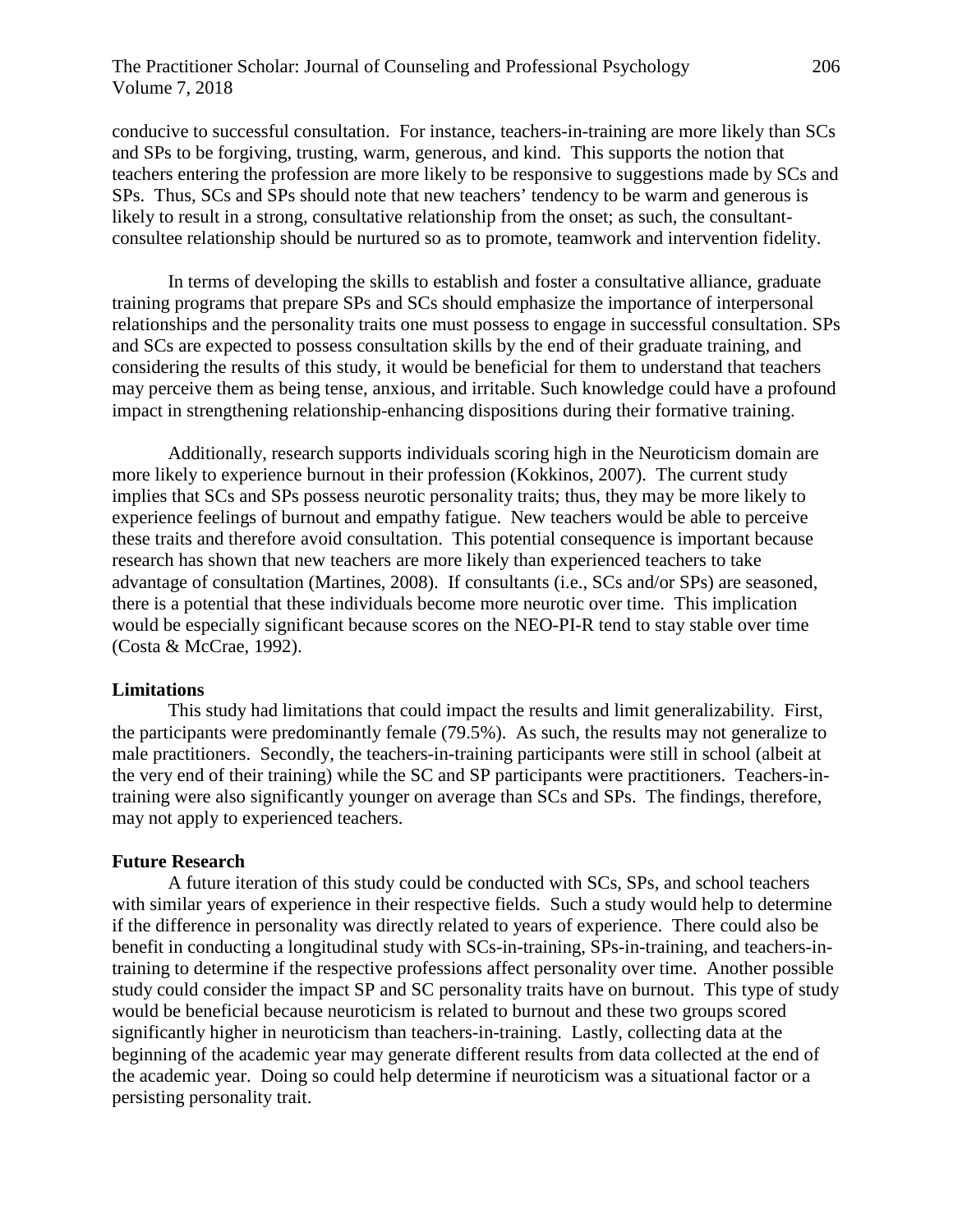conducive to successful consultation. For instance, teachers-in-training are more likely than SCs and SPs to be forgiving, trusting, warm, generous, and kind. This supports the notion that teachers entering the profession are more likely to be responsive to suggestions made by SCs and SPs. Thus, SCs and SPs should note that new teachers' tendency to be warm and generous is likely to result in a strong, consultative relationship from the onset; as such, the consultant-consultee relationship should be nurtured so as to promote, teamwork and intervention fidelity.

In terms of developing the skills to establish and foster a consultative alliance, graduate training programs that prepare SPs and SCs should emphasize the importance of interpersonal relationships and the personality traits one must possess to engage in successful consultation. SPs and SCs are expected to possess consultation skills by the end of their graduate training, and considering the results of this study, it would be beneficial for them to understand that teachers may perceive them as being tense, anxious, and irritable. Such knowledge could have a profound impact in strengthening relationship-enhancing dispositions during their formative training.

Additionally, research supports individuals scoring high in the Neuroticism domain are more likely to experience burnout in their profession (Kokkinos, 2007). The current study implies that SCs and SPs possess neurotic personality traits; thus, they may be more likely to experience feelings of burnout and empathy fatigue. New teachers would be able to perceive these traits and therefore avoid consultation. This potential consequence is important because research has shown that new teachers are more likely than experienced teachers to take advantage of consultation (Martines, 2008). If consultants (i.e., SCs and/or SPs) are seasoned, there is a potential that these individuals become more neurotic over time. This implication would be especially significant because scores on the NEO-PI-R tend to stay stable over time (Costa & McCrae, 1992).

**Limitations**

This study had limitations that could impact the results and limit generalizability. First, the participants were predominantly female (79.5%). As such, the results may not generalize to male practitioners. Secondly, the teachers-in-training participants were still in school (albeit at the very end of their training) while the SC and SP participants were practitioners. Teachers-in-training were also significantly younger on average than SCs and SPs. The findings, therefore, may not apply to experienced teachers.

**Future Research**

A future iteration of this study could be conducted with SCs, SPs, and school teachers with similar years of experience in their respective fields. Such a study would help to determine if the difference in personality was directly related to years of experience. There could also be benefit in conducting a longitudinal study with SCs-in-training, SPs-in-training, and teachers-in-training to determine if the respective professions affect personality over time. Another possible study could consider the impact SP and SC personality traits have on burnout. This type of study would be beneficial because neuroticism is related to burnout and these two groups scored significantly higher in neuroticism than teachers-in-training. Lastly, collecting data at the beginning of the academic year may generate different results from data collected at the end of the academic year. Doing so could help determine if neuroticism was a situational factor or a persisting personality trait.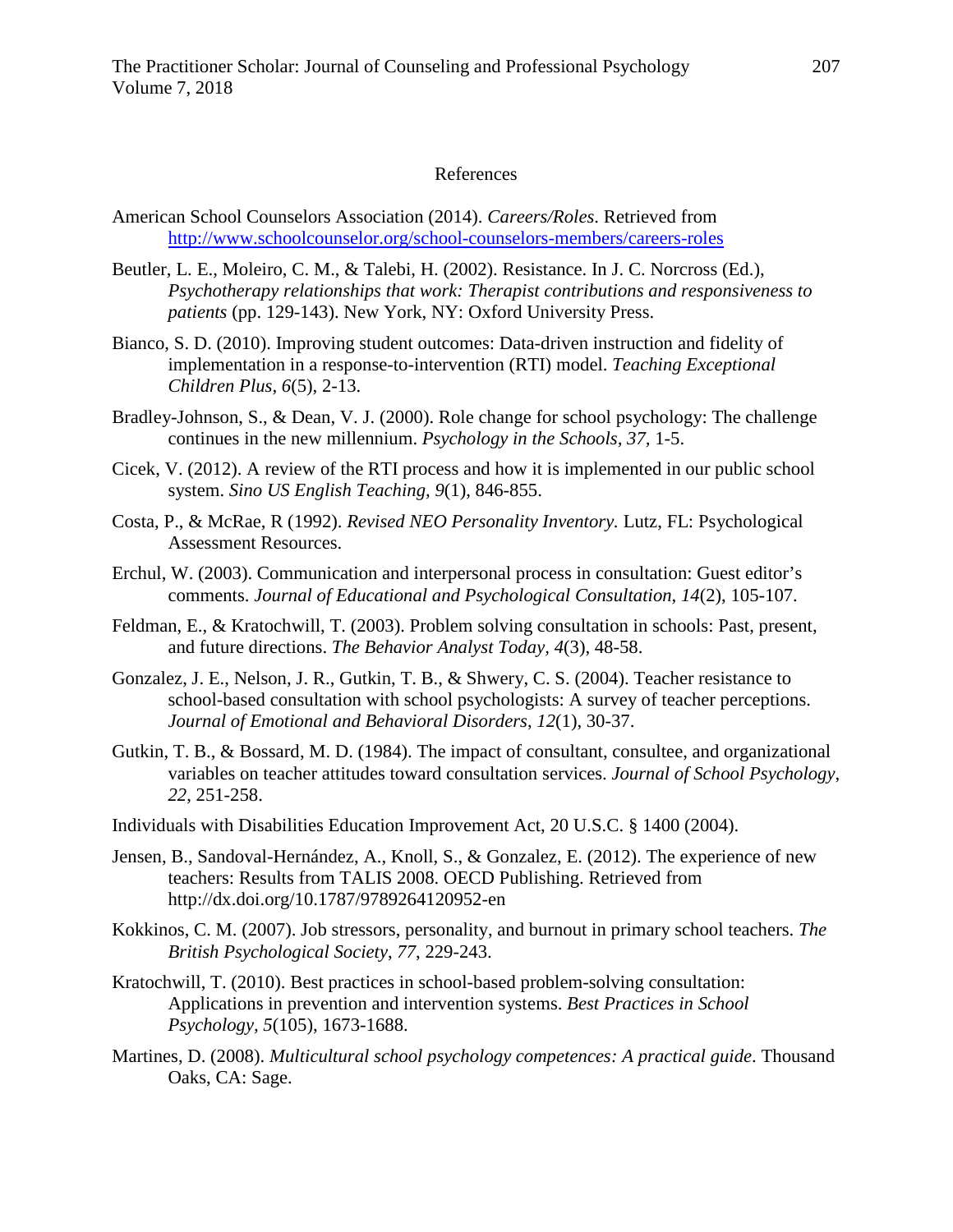# References

American School Counselors Association (2014). *Careers/Roles*. Retrieved from http://www.schoolcounselor.org/school-counselors-members/careers-roles

Beutler, L. E., Moleiro, C. M., & Talebi, H. (2002). Resistance. In J. C. Norcross (Ed.), *Psychotherapy relationships that work: Therapist contributions and responsiveness to patients* (pp. 129-143). New York, NY: Oxford University Press.

Bianco, S. D. (2010). Improving student outcomes: Data-driven instruction and fidelity of implementation in a response-to-intervention (RTI) model. *Teaching Exceptional Children Plus*, *6*(5), 2-13.

Bradley-Johnson, S., & Dean, V. J. (2000). Role change for school psychology: The challenge continues in the new millennium. *Psychology in the Schools*, *37*, 1-5.

Cicek, V. (2012). A review of the RTI process and how it is implemented in our public school system. *Sino US English Teaching*, *9*(1), 846-855.

Costa, P., & McRae, R (1992). *Revised NEO Personality Inventory.* Lutz, FL: Psychological Assessment Resources.

Erchul, W. (2003). Communication and interpersonal process in consultation: Guest editor's comments. *Journal of Educational and Psychological Consultation*, *14*(2), 105-107.

Feldman, E., & Kratochwill, T. (2003). Problem solving consultation in schools: Past, present, and future directions. *The Behavior Analyst Today*, *4*(3), 48-58.

Gonzalez, J. E., Nelson, J. R., Gutkin, T. B., & Shwery, C. S. (2004). Teacher resistance to school-based consultation with school psychologists: A survey of teacher perceptions. *Journal of Emotional and Behavioral Disorders*, *12*(1), 30-37.

Gutkin, T. B., & Bossard, M. D. (1984). The impact of consultant, consultee, and organizational variables on teacher attitudes toward consultation services. *Journal of School Psychology*, *22*, 251-258.

Individuals with Disabilities Education Improvement Act, 20 U.S.C. § 1400 (2004).

Jensen, B., Sandoval-Hernández, A., Knoll, S., & Gonzalez, E. (2012). The experience of new teachers: Results from TALIS 2008. OECD Publishing. Retrieved from http://dx.doi.org/10.1787/9789264120952-en

Kokkinos, C. M. (2007). Job stressors, personality, and burnout in primary school teachers. *The British Psychological Society*, *77*, 229-243.

Kratochwill, T. (2010). Best practices in school-based problem-solving consultation: Applications in prevention and intervention systems. *Best Practices in School Psychology*, *5*(105), 1673-1688.

Martines, D. (2008). *Multicultural school psychology competences: A practical guide*. Thousand Oaks, CA: Sage.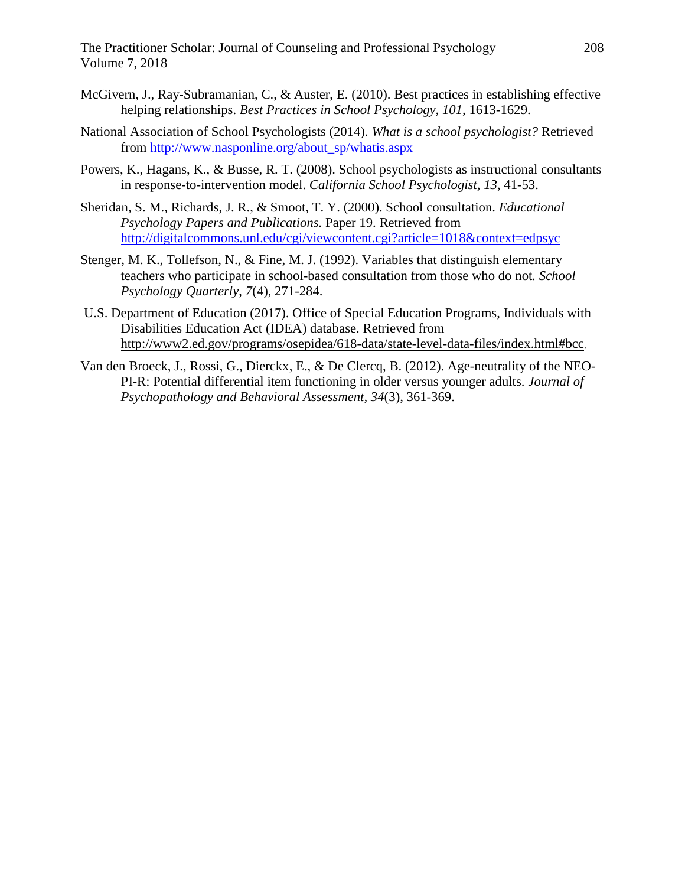McGivern, J., Ray-Subramanian, C., & Auster, E. (2010). Best practices in establishing effective helping relationships. *Best Practices in School Psychology*, *101*, 1613-1629.

National Association of School Psychologists (2014). *What is a school psychologist?* Retrieved from http://www.nasponline.org/about_sp/whatis.aspx

Powers, K., Hagans, K., & Busse, R. T. (2008). School psychologists as instructional consultants in response-to-intervention model. *California School Psychologist*, *13*, 41-53.

Sheridan, S. M., Richards, J. R., & Smoot, T. Y. (2000). School consultation. *Educational Psychology Papers and Publications.* Paper 19. Retrieved from http://digitalcommons.unl.edu/cgi/viewcontent.cgi?article=1018&context=edpsyc

Stenger, M. K., Tollefson, N., & Fine, M. J. (1992). Variables that distinguish elementary teachers who participate in school-based consultation from those who do not. *School Psychology Quarterly*, *7*(4), 271-284.

U.S. Department of Education (2017). Office of Special Education Programs, Individuals with Disabilities Education Act (IDEA) database. Retrieved from http://www2.ed.gov/programs/osepidea/618-data/state-level-data-files/index.html#bcc.

Van den Broeck, J., Rossi, G., Dierckx, E., & De Clercq, B. (2012). Age-neutrality of the NEO-PI-R: Potential differential item functioning in older versus younger adults. *Journal of Psychopathology and Behavioral Assessment*, *34*(3), 361-369.